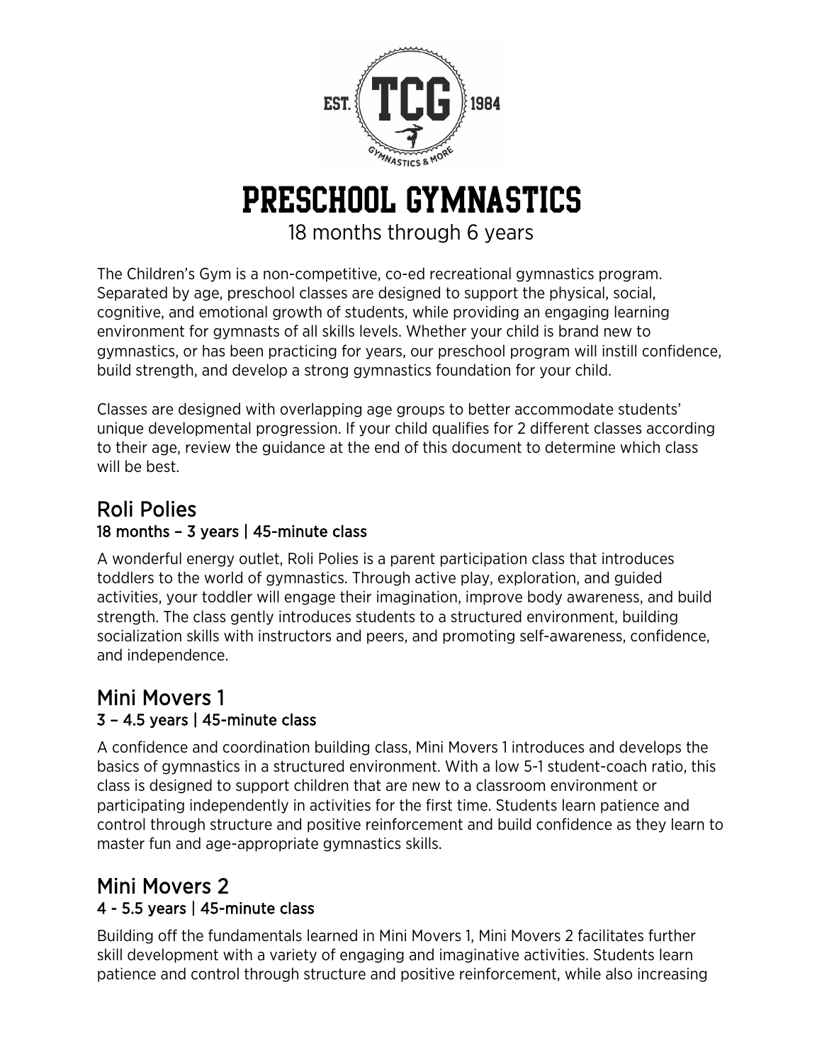# PRESCHOOL GYMNASTICS

18 months through 6 years

The Children's Gym is a non-competitive, co-ed recreational gymnastics program. Separated by age, preschool classes are designed to support the physical, social, cognitive, and emotional growth of students, while providing an engaging learning environment for gymnasts of all skills levels. Whether your child is brand new to gymnastics, or has been practicing for years, our preschool program will instill confidence, build strength, and develop a strong gymnastics foundation for your child.

Classes are designed with overlapping age groups to better accommodate students' unique developmental progression. If your child qualifies for 2 different classes according to their age, review the guidance at the end of this document to determine which class will be best.

## Roli Polies

**18 months – 3 years | 45-minute class**

A wonderful energy outlet, Roli Polies is a parent participation class that introduces toddlers to the world of gymnastics. Through active play, exploration, and guided activities, your toddler will engage their imagination, improve body awareness, and build strength. The class gently introduces students to a structured environment, building socialization skills with instructors and peers, and promoting self-awareness, confidence, and independence.

## Mini Movers 1

**3 – 4.5 years | 45-minute class**

A confidence and coordination building class, Mini Movers 1 introduces and develops the basics of gymnastics in a structured environment. With a low 5-1 student-coach ratio, this class is designed to support children that are new to a classroom environment or participating independently in activities for the first time. Students learn patience and control through structure and positive reinforcement and build confidence as they learn to master fun and age-appropriate gymnastics skills.

## Mini Movers 2

**4 - 5.5 years | 45-minute class**

Building off the fundamentals learned in Mini Movers 1, Mini Movers 2 facilitates further skill development with a variety of engaging and imaginative activities. Students learn patience and control through structure and positive reinforcement, while also increasing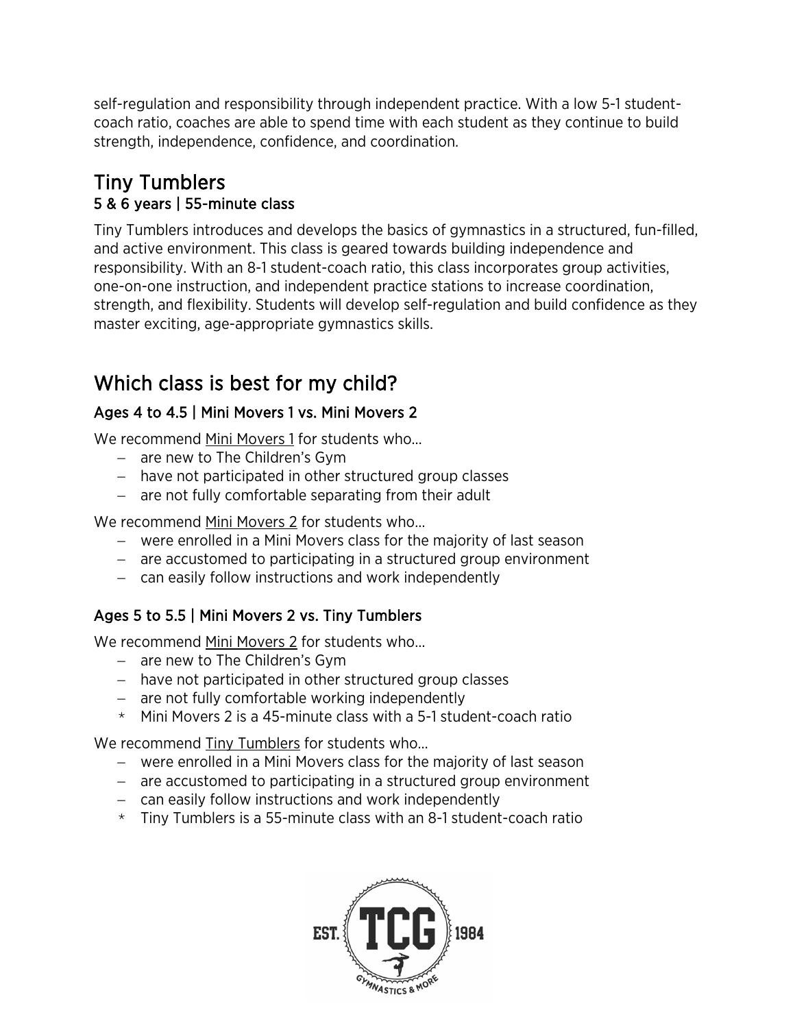self-regulation and responsibility through independent practice. With a low 5-1 student-coach ratio, coaches are able to spend time with each student as they continue to build strength, independence, confidence, and coordination.

## Tiny Tumblers

### 5 & 6 years | 55-minute class

Tiny Tumblers introduces and develops the basics of gymnastics in a structured, fun-filled, and active environment. This class is geared towards building independence and responsibility. With an 8-1 student-coach ratio, this class incorporates group activities, one-on-one instruction, and independent practice stations to increase coordination, strength, and flexibility. Students will develop self-regulation and build confidence as they master exciting, age-appropriate gymnastics skills.

## Which class is best for my child?

### Ages 4 to 4.5 | Mini Movers 1 vs. Mini Movers 2

We recommend Mini Movers 1 for students who…

- are new to The Children's Gym
- have not participated in other structured group classes
- are not fully comfortable separating from their adult

We recommend Mini Movers 2 for students who…

- were enrolled in a Mini Movers class for the majority of last season
- are accustomed to participating in a structured group environment
- can easily follow instructions and work independently

### Ages 5 to 5.5 | Mini Movers 2 vs. Tiny Tumblers

We recommend Mini Movers 2 for students who…

- are new to The Children's Gym
- have not participated in other structured group classes
- are not fully comfortable working independently
- * Mini Movers 2 is a 45-minute class with a 5-1 student-coach ratio

We recommend Tiny Tumblers for students who…

- were enrolled in a Mini Movers class for the majority of last season
- are accustomed to participating in a structured group environment
- can easily follow instructions and work independently
- * Tiny Tumblers is a 55-minute class with an 8-1 student-coach ratio

EST. TCG 1984 GYMNASTICS & MORE